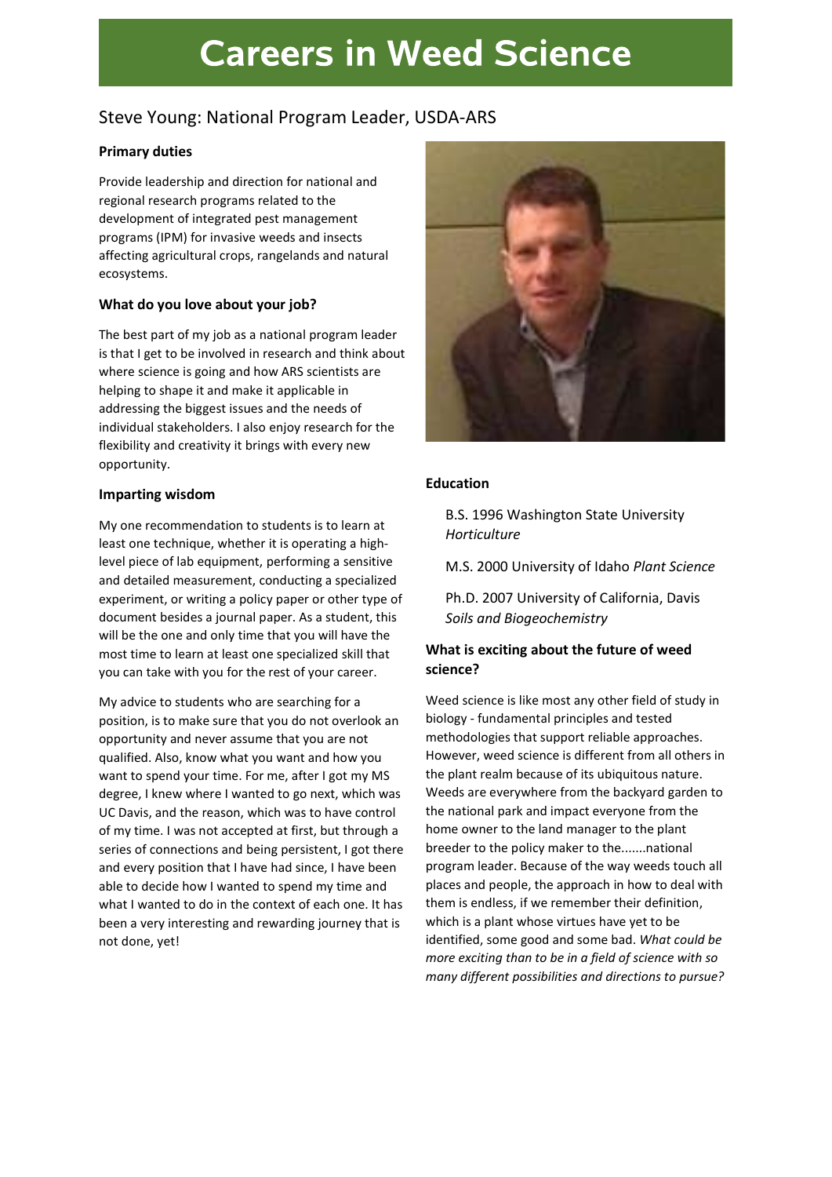# Careers in Weed Science

## Steve Young: National Program Leader, USDA-ARS

### Primary duties

Provide leadership and direction for national and regional research programs related to the development of integrated pest management programs (IPM) for invasive weeds and insects affecting agricultural crops, rangelands and natural ecosystems.

### What do you love about your job?

The best part of my job as a national program leader is that I get to be involved in research and think about where science is going and how ARS scientists are helping to shape it and make it applicable in addressing the biggest issues and the needs of individual stakeholders. I also enjoy research for the flexibility and creativity it brings with every new opportunity.

### Imparting wisdom

My one recommendation to students is to learn at least one technique, whether it is operating a high-level piece of lab equipment, performing a sensitive and detailed measurement, conducting a specialized experiment, or writing a policy paper or other type of document besides a journal paper. As a student, this will be the one and only time that you will have the most time to learn at least one specialized skill that you can take with you for the rest of your career.

My advice to students who are searching for a position, is to make sure that you do not overlook an opportunity and never assume that you are not qualified. Also, know what you want and how you want to spend your time. For me, after I got my MS degree, I knew where I wanted to go next, which was UC Davis, and the reason, which was to have control of my time. I was not accepted at first, but through a series of connections and being persistent, I got there and every position that I have had since, I have been able to decide how I wanted to spend my time and what I wanted to do in the context of each one. It has been a very interesting and rewarding journey that is not done, yet!

### Education

B.S. 1996 Washington State University *Horticulture*

M.S. 2000 University of Idaho *Plant Science*

Ph.D. 2007 University of California, Davis *Soils and Biogeochemistry*

### What is exciting about the future of weed science?

Weed science is like most any other field of study in biology - fundamental principles and tested methodologies that support reliable approaches. However, weed science is different from all others in the plant realm because of its ubiquitous nature. Weeds are everywhere from the backyard garden to the national park and impact everyone from the home owner to the land manager to the plant breeder to the policy maker to the.......national program leader. Because of the way weeds touch all places and people, the approach in how to deal with them is endless, if we remember their definition, which is a plant whose virtues have yet to be identified, some good and some bad. *What could be more exciting than to be in a field of science with so many different possibilities and directions to pursue?*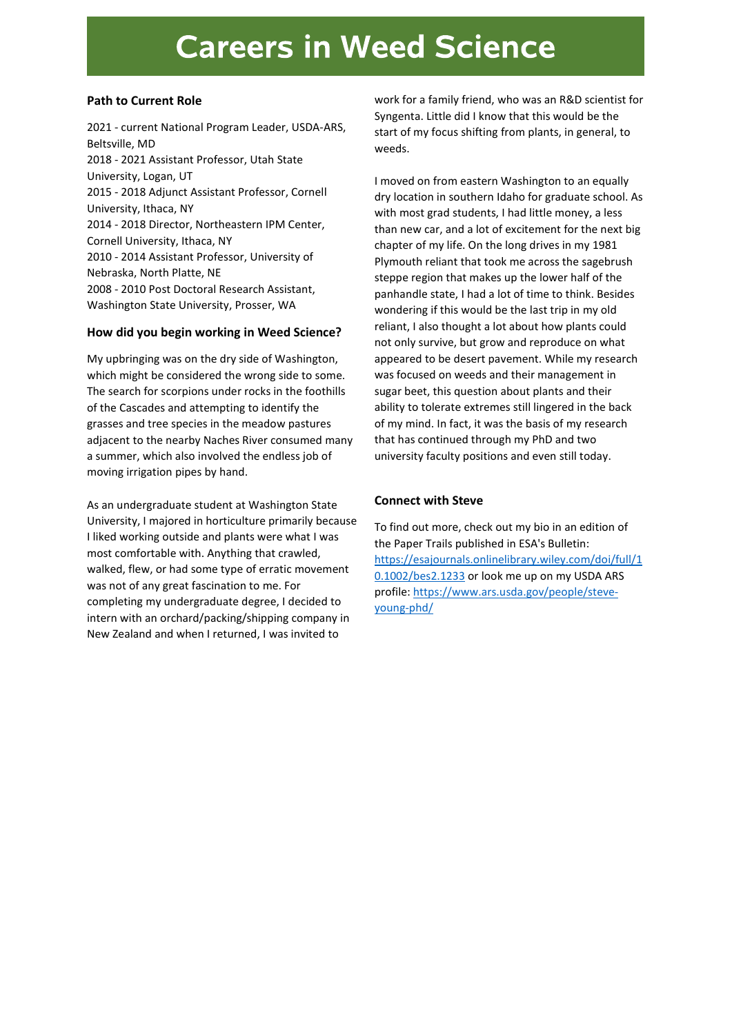# Careers in Weed Science

## Path to Current Role

2021 - current National Program Leader, USDA-ARS, Beltsville, MD
2018 - 2021 Assistant Professor, Utah State University, Logan, UT
2015 - 2018 Adjunct Assistant Professor, Cornell University, Ithaca, NY
2014 - 2018 Director, Northeastern IPM Center, Cornell University, Ithaca, NY
2010 - 2014 Assistant Professor, University of Nebraska, North Platte, NE
2008 - 2010 Post Doctoral Research Assistant, Washington State University, Prosser, WA

## How did you begin working in Weed Science?

My upbringing was on the dry side of Washington, which might be considered the wrong side to some. The search for scorpions under rocks in the foothills of the Cascades and attempting to identify the grasses and tree species in the meadow pastures adjacent to the nearby Naches River consumed many a summer, which also involved the endless job of moving irrigation pipes by hand.

As an undergraduate student at Washington State University, I majored in horticulture primarily because I liked working outside and plants were what I was most comfortable with. Anything that crawled, walked, flew, or had some type of erratic movement was not of any great fascination to me. For completing my undergraduate degree, I decided to intern with an orchard/packing/shipping company in New Zealand and when I returned, I was invited to work for a family friend, who was an R&D scientist for Syngenta. Little did I know that this would be the start of my focus shifting from plants, in general, to weeds.

I moved on from eastern Washington to an equally dry location in southern Idaho for graduate school. As with most grad students, I had little money, a less than new car, and a lot of excitement for the next big chapter of my life. On the long drives in my 1981 Plymouth reliant that took me across the sagebrush steppe region that makes up the lower half of the panhandle state, I had a lot of time to think. Besides wondering if this would be the last trip in my old reliant, I also thought a lot about how plants could not only survive, but grow and reproduce on what appeared to be desert pavement. While my research was focused on weeds and their management in sugar beet, this question about plants and their ability to tolerate extremes still lingered in the back of my mind. In fact, it was the basis of my research that has continued through my PhD and two university faculty positions and even still today.

## Connect with Steve

To find out more, check out my bio in an edition of the Paper Trails published in ESA's Bulletin: https://esajournals.onlinelibrary.wiley.com/doi/full/10.1002/bes2.1233 or look me up on my USDA ARS profile: https://www.ars.usda.gov/people/steve-young-phd/